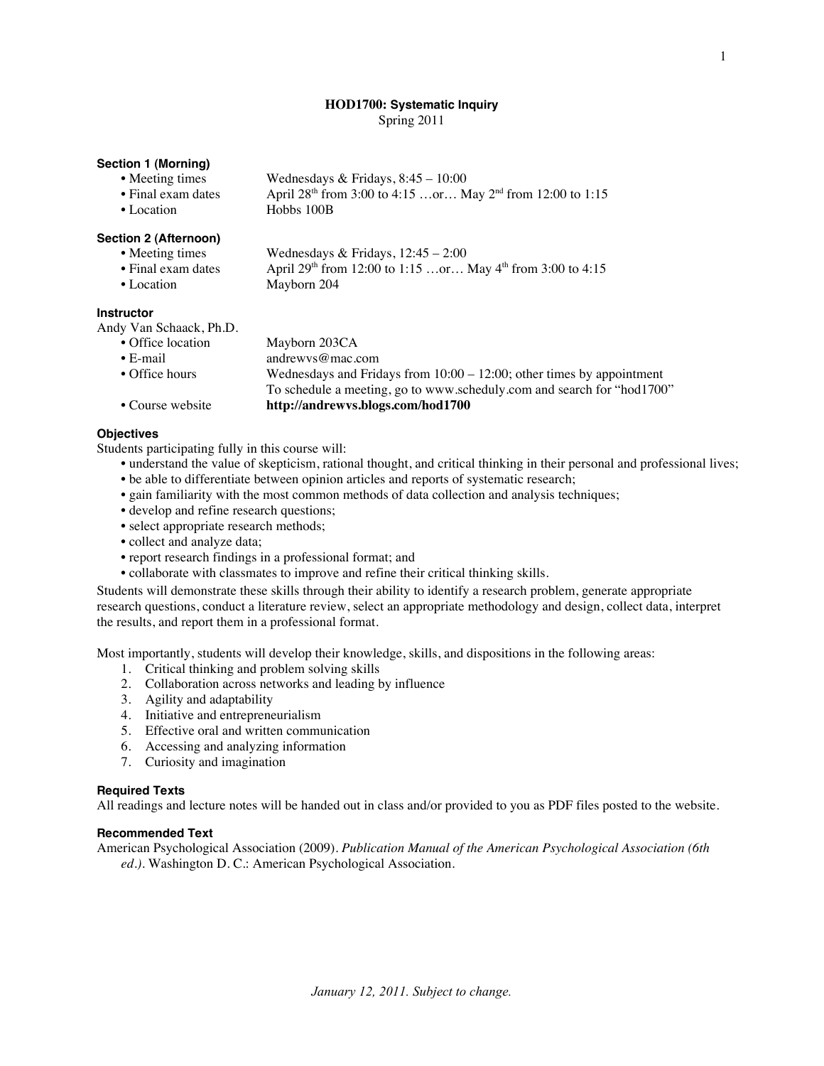# HOD1700: Systematic Inquiry

Spring 2011

### Section 1 (Morning)

- Meeting times: Wednesdays & Fridays, 8:45 – 10:00
- Final exam dates: April 28th from 3:00 to 4:15 …or… May 2nd from 12:00 to 1:15
- Location: Hobbs 100B

### Section 2 (Afternoon)

- Meeting times: Wednesdays & Fridays, 12:45 – 2:00
- Final exam dates: April 29th from 12:00 to 1:15 …or… May 4th from 3:00 to 4:15
- Location: Mayborn 204

### Instructor

Andy Van Schaack, Ph.D.

- Office location: Mayborn 203CA
- E-mail: andrewvs@mac.com
- Office hours: Wednesdays and Fridays from 10:00 – 12:00; other times by appointment
  To schedule a meeting, go to www.scheduly.com and search for "hod1700"
- Course website: **http://andrewvs.blogs.com/hod1700**

### Objectives

Students participating fully in this course will:

- understand the value of skepticism, rational thought, and critical thinking in their personal and professional lives;
- be able to differentiate between opinion articles and reports of systematic research;
- gain familiarity with the most common methods of data collection and analysis techniques;
- develop and refine research questions;
- select appropriate research methods;
- collect and analyze data;
- report research findings in a professional format; and
- collaborate with classmates to improve and refine their critical thinking skills.

Students will demonstrate these skills through their ability to identify a research problem, generate appropriate research questions, conduct a literature review, select an appropriate methodology and design, collect data, interpret the results, and report them in a professional format.

Most importantly, students will develop their knowledge, skills, and dispositions in the following areas:

1. Critical thinking and problem solving skills
2. Collaboration across networks and leading by influence
3. Agility and adaptability
4. Initiative and entrepreneurialism
5. Effective oral and written communication
6. Accessing and analyzing information
7. Curiosity and imagination

### Required Texts

All readings and lecture notes will be handed out in class and/or provided to you as PDF files posted to the website.

### Recommended Text

American Psychological Association (2009). *Publication Manual of the American Psychological Association (6th ed.)*. Washington D. C.: American Psychological Association.

*January 12, 2011. Subject to change.*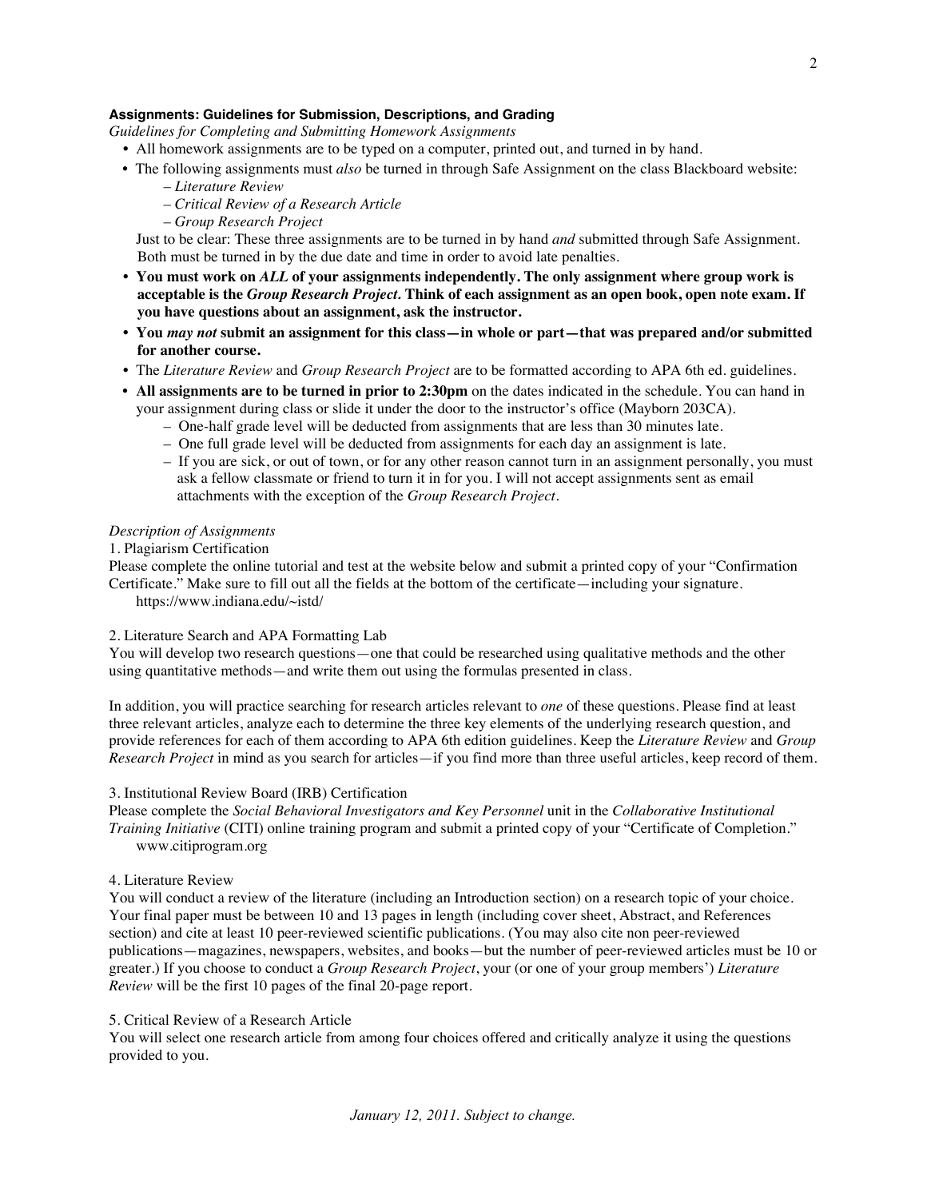### Assignments: Guidelines for Submission, Descriptions, and Grading

*Guidelines for Completing and Submitting Homework Assignments*

- All homework assignments are to be typed on a computer, printed out, and turned in by hand.
- The following assignments must *also* be turned in through Safe Assignment on the class Blackboard website:
  - *Literature Review*
  - *Critical Review of a Research Article*
  - *Group Research Project*

  Just to be clear: These three assignments are to be turned in by hand *and* submitted through Safe Assignment. Both must be turned in by the due date and time in order to avoid late penalties.
- **You must work on *ALL* of your assignments independently. The only assignment where group work is acceptable is the *Group Research Project*. Think of each assignment as an open book, open note exam. If you have questions about an assignment, ask the instructor.**
- **You *may not* submit an assignment for this class—in whole or part—that was prepared and/or submitted for another course.**
- The *Literature Review* and *Group Research Project* are to be formatted according to APA 6th ed. guidelines.
- **All assignments are to be turned in prior to 2:30pm** on the dates indicated in the schedule. You can hand in your assignment during class or slide it under the door to the instructor's office (Mayborn 203CA).
  - One-half grade level will be deducted from assignments that are less than 30 minutes late.
  - One full grade level will be deducted from assignments for each day an assignment is late.
  - If you are sick, or out of town, or for any other reason cannot turn in an assignment personally, you must ask a fellow classmate or friend to turn it in for you. I will not accept assignments sent as email attachments with the exception of the *Group Research Project*.

*Description of Assignments*

1. Plagiarism Certification

Please complete the online tutorial and test at the website below and submit a printed copy of your "Confirmation Certificate." Make sure to fill out all the fields at the bottom of the certificate—including your signature.
https://www.indiana.edu/~istd/

2. Literature Search and APA Formatting Lab

You will develop two research questions—one that could be researched using qualitative methods and the other using quantitative methods—and write them out using the formulas presented in class.

In addition, you will practice searching for research articles relevant to *one* of these questions. Please find at least three relevant articles, analyze each to determine the three key elements of the underlying research question, and provide references for each of them according to APA 6th edition guidelines. Keep the *Literature Review* and *Group Research Project* in mind as you search for articles—if you find more than three useful articles, keep record of them.

3. Institutional Review Board (IRB) Certification

Please complete the *Social Behavioral Investigators and Key Personnel* unit in the *Collaborative Institutional Training Initiative* (CITI) online training program and submit a printed copy of your "Certificate of Completion."
www.citiprogram.org

4. Literature Review

You will conduct a review of the literature (including an Introduction section) on a research topic of your choice. Your final paper must be between 10 and 13 pages in length (including cover sheet, Abstract, and References section) and cite at least 10 peer-reviewed scientific publications. (You may also cite non peer-reviewed publications—magazines, newspapers, websites, and books—but the number of peer-reviewed articles must be 10 or greater.) If you choose to conduct a *Group Research Project*, your (or one of your group members') *Literature Review* will be the first 10 pages of the final 20-page report.

5. Critical Review of a Research Article

You will select one research article from among four choices offered and critically analyze it using the questions provided to you.

*January 12, 2011. Subject to change.*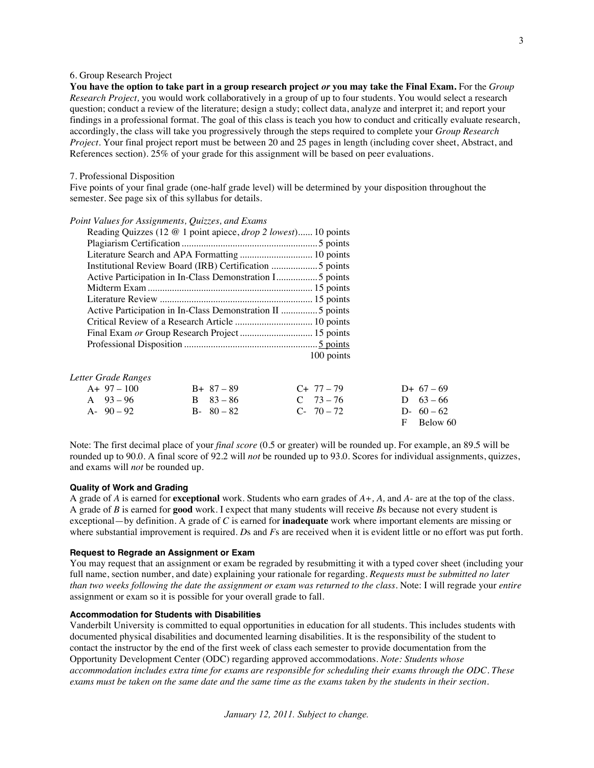6. Group Research Project

**You have the option to take part in a group research project *or* you may take the Final Exam.** For the *Group Research Project,* you would work collaboratively in a group of up to four students. You would select a research question; conduct a review of the literature; design a study; collect data, analyze and interpret it; and report your findings in a professional format. The goal of this class is teach you how to conduct and critically evaluate research, accordingly, the class will take you progressively through the steps required to complete your *Group Research Project*. Your final project report must be between 20 and 25 pages in length (including cover sheet, Abstract, and References section). 25% of your grade for this assignment will be based on peer evaluations.

7. Professional Disposition

Five points of your final grade (one-half grade level) will be determined by your disposition throughout the semester. See page six of this syllabus for details.

*Point Values for Assignments, Quizzes, and Exams*

| Item | Points |
|---|---|
| Reading Quizzes (12 @ 1 point apiece, *drop 2 lowest*) | 10 points |
| Plagiarism Certification | 5 points |
| Literature Search and APA Formatting | 10 points |
| Institutional Review Board (IRB) Certification | 5 points |
| Active Participation in In-Class Demonstration I | 5 points |
| Midterm Exam | 15 points |
| Literature Review | 15 points |
| Active Participation in In-Class Demonstration II | 5 points |
| Critical Review of a Research Article | 10 points |
| Final Exam *or* Group Research Project | 15 points |
| Professional Disposition | 5 points |
| | 100 points |

*Letter Grade Ranges*

| | | | |
|---|---|---|---|
| A+ 97 – 100 | B+ 87 – 89 | C+ 77 – 79 | D+ 67 – 69 |
| A 93 – 96 | B 83 – 86 | C 73 – 76 | D 63 – 66 |
| A- 90 – 92 | B- 80 – 82 | C- 70 – 72 | D- 60 – 62 |
| | | | F Below 60 |

Note: The first decimal place of your *final score* (0.5 or greater) will be rounded up. For example, an 89.5 will be rounded up to 90.0. A final score of 92.2 will *not* be rounded up to 93.0. Scores for individual assignments, quizzes, and exams will *not* be rounded up.

### Quality of Work and Grading

A grade of *A* is earned for **exceptional** work. Students who earn grades of *A+, A,* and *A-* are at the top of the class. A grade of *B* is earned for **good** work. I expect that many students will receive *B*s because not every student is exceptional—by definition. A grade of *C* is earned for **inadequate** work where important elements are missing or where substantial improvement is required. *D*s and *F*s are received when it is evident little or no effort was put forth.

### Request to Regrade an Assignment or Exam

You may request that an assignment or exam be regraded by resubmitting it with a typed cover sheet (including your full name, section number, and date) explaining your rationale for regarding. *Requests must be submitted no later than two weeks following the date the assignment or exam was returned to the class.* Note: I will regrade your *entire* assignment or exam so it is possible for your overall grade to fall.

### Accommodation for Students with Disabilities

Vanderbilt University is committed to equal opportunities in education for all students. This includes students with documented physical disabilities and documented learning disabilities. It is the responsibility of the student to contact the instructor by the end of the first week of class each semester to provide documentation from the Opportunity Development Center (ODC) regarding approved accommodations. *Note: Students whose accommodation includes extra time for exams are responsible for scheduling their exams through the ODC. These exams must be taken on the same date and the same time as the exams taken by the students in their section.*

*January 12, 2011. Subject to change.*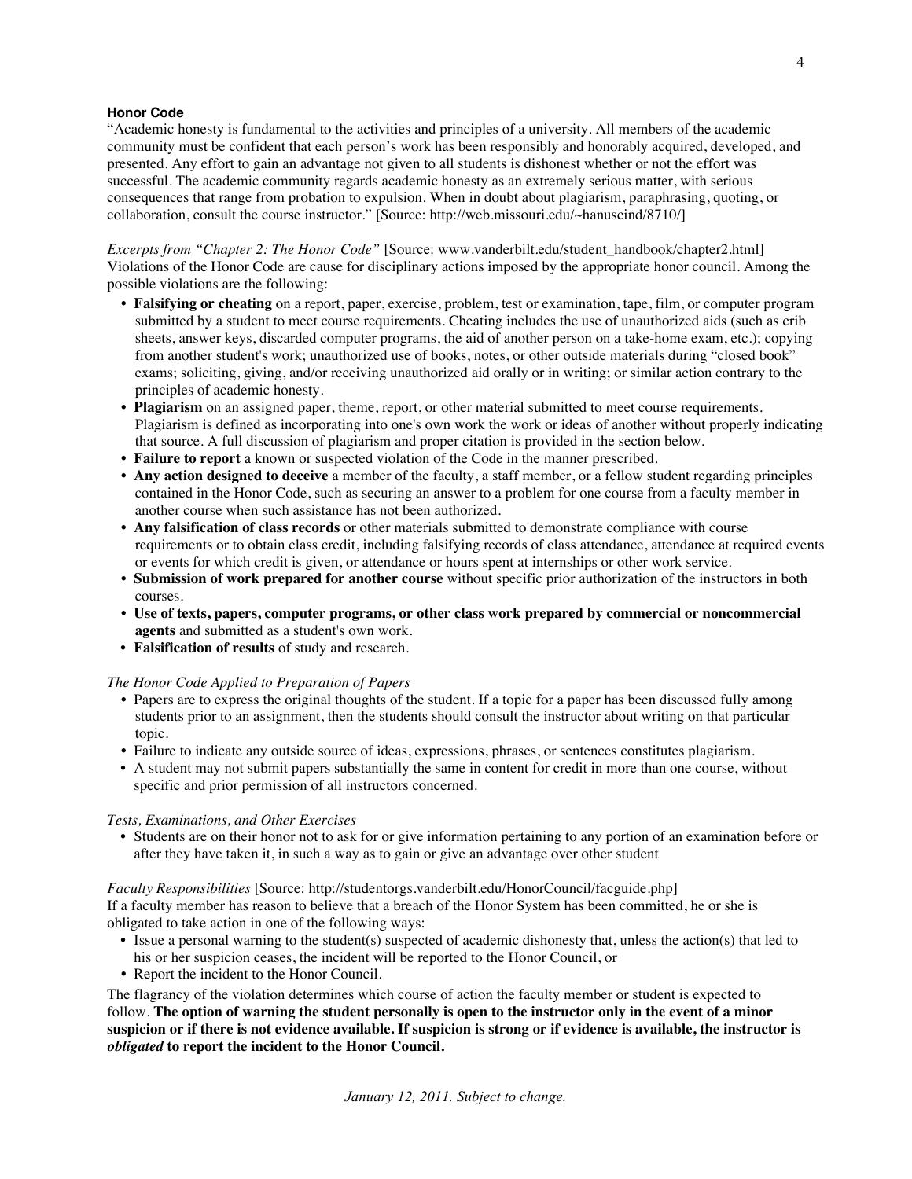**Honor Code**

"Academic honesty is fundamental to the activities and principles of a university. All members of the academic community must be confident that each person's work has been responsibly and honorably acquired, developed, and presented. Any effort to gain an advantage not given to all students is dishonest whether or not the effort was successful. The academic community regards academic honesty as an extremely serious matter, with serious consequences that range from probation to expulsion. When in doubt about plagiarism, paraphrasing, quoting, or collaboration, consult the course instructor." [Source: http://web.missouri.edu/~hanuscind/8710/]

*Excerpts from "Chapter 2: The Honor Code"* [Source: www.vanderbilt.edu/student_handbook/chapter2.html]
Violations of the Honor Code are cause for disciplinary actions imposed by the appropriate honor council. Among the possible violations are the following:

- **Falsifying or cheating** on a report, paper, exercise, problem, test or examination, tape, film, or computer program submitted by a student to meet course requirements. Cheating includes the use of unauthorized aids (such as crib sheets, answer keys, discarded computer programs, the aid of another person on a take-home exam, etc.); copying from another student's work; unauthorized use of books, notes, or other outside materials during "closed book" exams; soliciting, giving, and/or receiving unauthorized aid orally or in writing; or similar action contrary to the principles of academic honesty.
- **Plagiarism** on an assigned paper, theme, report, or other material submitted to meet course requirements. Plagiarism is defined as incorporating into one's own work the work or ideas of another without properly indicating that source. A full discussion of plagiarism and proper citation is provided in the section below.
- **Failure to report** a known or suspected violation of the Code in the manner prescribed.
- **Any action designed to deceive** a member of the faculty, a staff member, or a fellow student regarding principles contained in the Honor Code, such as securing an answer to a problem for one course from a faculty member in another course when such assistance has not been authorized.
- **Any falsification of class records** or other materials submitted to demonstrate compliance with course requirements or to obtain class credit, including falsifying records of class attendance, attendance at required events or events for which credit is given, or attendance or hours spent at internships or other work service.
- **Submission of work prepared for another course** without specific prior authorization of the instructors in both courses.
- **Use of texts, papers, computer programs, or other class work prepared by commercial or noncommercial agents** and submitted as a student's own work.
- **Falsification of results** of study and research.

*The Honor Code Applied to Preparation of Papers*

- Papers are to express the original thoughts of the student. If a topic for a paper has been discussed fully among students prior to an assignment, then the students should consult the instructor about writing on that particular topic.
- Failure to indicate any outside source of ideas, expressions, phrases, or sentences constitutes plagiarism.
- A student may not submit papers substantially the same in content for credit in more than one course, without specific and prior permission of all instructors concerned.

*Tests, Examinations, and Other Exercises*

- Students are on their honor not to ask for or give information pertaining to any portion of an examination before or after they have taken it, in such a way as to gain or give an advantage over other student

*Faculty Responsibilities* [Source: http://studentorgs.vanderbilt.edu/HonorCouncil/facguide.php]
If a faculty member has reason to believe that a breach of the Honor System has been committed, he or she is obligated to take action in one of the following ways:

- Issue a personal warning to the student(s) suspected of academic dishonesty that, unless the action(s) that led to his or her suspicion ceases, the incident will be reported to the Honor Council, or
- Report the incident to the Honor Council.

The flagrancy of the violation determines which course of action the faculty member or student is expected to follow. **The option of warning the student personally is open to the instructor only in the event of a minor suspicion or if there is not evidence available. If suspicion is strong or if evidence is available, the instructor is *obligated* to report the incident to the Honor Council.**

*January 12, 2011. Subject to change.*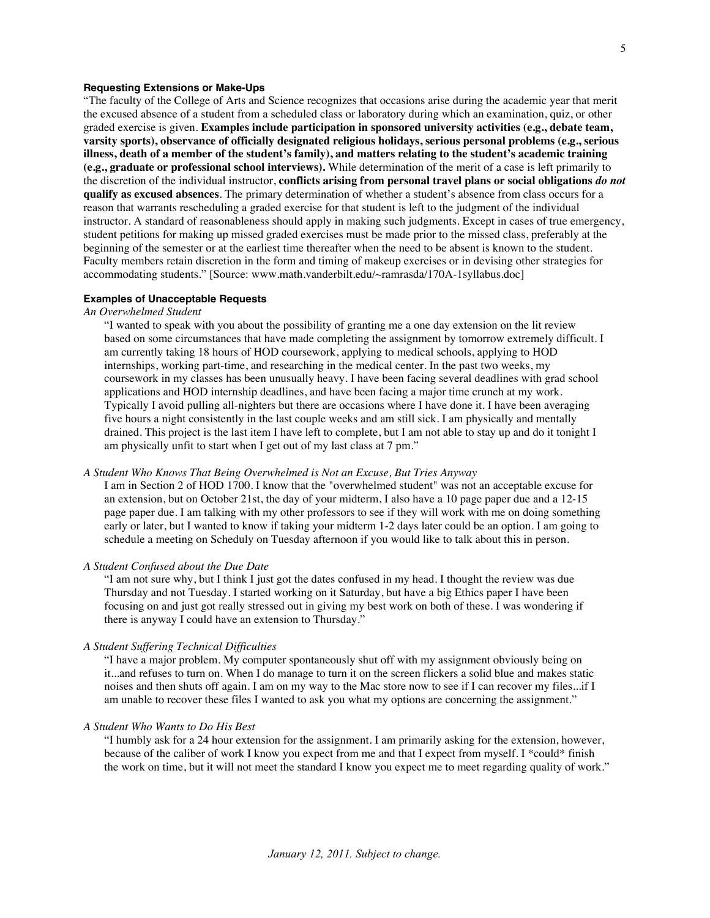### Requesting Extensions or Make-Ups

"The faculty of the College of Arts and Science recognizes that occasions arise during the academic year that merit the excused absence of a student from a scheduled class or laboratory during which an examination, quiz, or other graded exercise is given. **Examples include participation in sponsored university activities (e.g., debate team, varsity sports), observance of officially designated religious holidays, serious personal problems (e.g., serious illness, death of a member of the student's family), and matters relating to the student's academic training (e.g., graduate or professional school interviews).** While determination of the merit of a case is left primarily to the discretion of the individual instructor, **conflicts arising from personal travel plans or social obligations *do not* qualify as excused absences**. The primary determination of whether a student's absence from class occurs for a reason that warrants rescheduling a graded exercise for that student is left to the judgment of the individual instructor. A standard of reasonableness should apply in making such judgments. Except in cases of true emergency, student petitions for making up missed graded exercises must be made prior to the missed class, preferably at the beginning of the semester or at the earliest time thereafter when the need to be absent is known to the student. Faculty members retain discretion in the form and timing of makeup exercises or in devising other strategies for accommodating students." [Source: www.math.vanderbilt.edu/~ramrasda/170A-1syllabus.doc]

### Examples of Unacceptable Requests

*An Overwhelmed Student*

> "I wanted to speak with you about the possibility of granting me a one day extension on the lit review based on some circumstances that have made completing the assignment by tomorrow extremely difficult. I am currently taking 18 hours of HOD coursework, applying to medical schools, applying to HOD internships, working part-time, and researching in the medical center. In the past two weeks, my coursework in my classes has been unusually heavy. I have been facing several deadlines with grad school applications and HOD internship deadlines, and have been facing a major time crunch at my work. Typically I avoid pulling all-nighters but there are occasions where I have done it. I have been averaging five hours a night consistently in the last couple weeks and am still sick. I am physically and mentally drained. This project is the last item I have left to complete, but I am not able to stay up and do it tonight I am physically unfit to start when I get out of my last class at 7 pm."

*A Student Who Knows That Being Overwhelmed is Not an Excuse, But Tries Anyway*

> I am in Section 2 of HOD 1700. I know that the "overwhelmed student" was not an acceptable excuse for an extension, but on October 21st, the day of your midterm, I also have a 10 page paper due and a 12-15 page paper due. I am talking with my other professors to see if they will work with me on doing something early or later, but I wanted to know if taking your midterm 1-2 days later could be an option. I am going to schedule a meeting on Scheduly on Tuesday afternoon if you would like to talk about this in person.

*A Student Confused about the Due Date*

> "I am not sure why, but I think I just got the dates confused in my head. I thought the review was due Thursday and not Tuesday. I started working on it Saturday, but have a big Ethics paper I have been focusing on and just got really stressed out in giving my best work on both of these. I was wondering if there is anyway I could have an extension to Thursday."

*A Student Suffering Technical Difficulties*

> "I have a major problem. My computer spontaneously shut off with my assignment obviously being on it...and refuses to turn on. When I do manage to turn it on the screen flickers a solid blue and makes static noises and then shuts off again. I am on my way to the Mac store now to see if I can recover my files...if I am unable to recover these files I wanted to ask you what my options are concerning the assignment."

*A Student Who Wants to Do His Best*

> "I humbly ask for a 24 hour extension for the assignment. I am primarily asking for the extension, however, because of the caliber of work I know you expect from me and that I expect from myself. I *could* finish the work on time, but it will not meet the standard I know you expect me to meet regarding quality of work."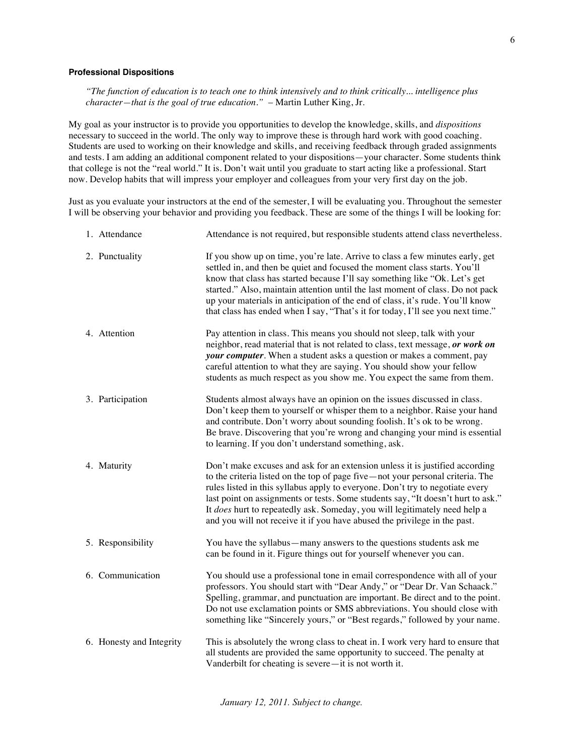### Professional Dispositions

> *"The function of education is to teach one to think intensively and to think critically... intelligence plus character—that is the goal of true education."* – Martin Luther King, Jr.

My goal as your instructor is to provide you opportunities to develop the knowledge, skills, and *dispositions* necessary to succeed in the world. The only way to improve these is through hard work with good coaching. Students are used to working on their knowledge and skills, and receiving feedback through graded assignments and tests. I am adding an additional component related to your dispositions—your character. Some students think that college is not the "real world." It is. Don't wait until you graduate to start acting like a professional. Start now. Develop habits that will impress your employer and colleagues from your very first day on the job.

Just as you evaluate your instructors at the end of the semester, I will be evaluating you. Throughout the semester I will be observing your behavior and providing you feedback. These are some of the things I will be looking for:

| | |
|---|---|
| 1. Attendance | Attendance is not required, but responsible students attend class nevertheless. |
| 2. Punctuality | If you show up on time, you're late. Arrive to class a few minutes early, get settled in, and then be quiet and focused the moment class starts. You'll know that class has started because I'll say something like "Ok. Let's get started." Also, maintain attention until the last moment of class. Do not pack up your materials in anticipation of the end of class, it's rude. You'll know that class has ended when I say, "That's it for today, I'll see you next time." |
| 4. Attention | Pay attention in class. This means you should not sleep, talk with your neighbor, read material that is not related to class, text message, ***or work on your computer***. When a student asks a question or makes a comment, pay careful attention to what they are saying. You should show your fellow students as much respect as you show me. You expect the same from them. |
| 3. Participation | Students almost always have an opinion on the issues discussed in class. Don't keep them to yourself or whisper them to a neighbor. Raise your hand and contribute. Don't worry about sounding foolish. It's ok to be wrong. Be brave. Discovering that you're wrong and changing your mind is essential to learning. If you don't understand something, ask. |
| 4. Maturity | Don't make excuses and ask for an extension unless it is justified according to the criteria listed on the top of page five—not your personal criteria. The rules listed in this syllabus apply to everyone. Don't try to negotiate every last point on assignments or tests. Some students say, "It doesn't hurt to ask." It *does* hurt to repeatedly ask. Someday, you will legitimately need help a and you will not receive it if you have abused the privilege in the past. |
| 5. Responsibility | You have the syllabus—many answers to the questions students ask me can be found in it. Figure things out for yourself whenever you can. |
| 6. Communication | You should use a professional tone in email correspondence with all of your professors. You should start with "Dear Andy," or "Dear Dr. Van Schaack." Spelling, grammar, and punctuation are important. Be direct and to the point. Do not use exclamation points or SMS abbreviations. You should close with something like "Sincerely yours," or "Best regards," followed by your name. |
| 6. Honesty and Integrity | This is absolutely the wrong class to cheat in. I work very hard to ensure that all students are provided the same opportunity to succeed. The penalty at Vanderbilt for cheating is severe—it is not worth it. |

*January 12, 2011. Subject to change.*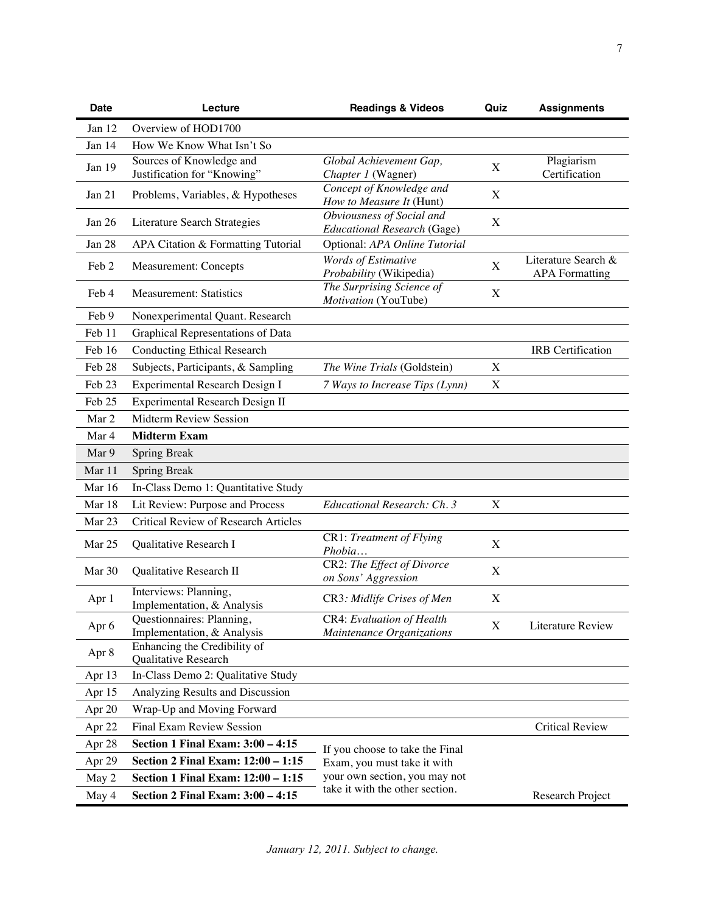| Date | Lecture | Readings & Videos | Quiz | Assignments |
|---|---|---|---|---|
| Jan 12 | Overview of HOD1700 | | | |
| Jan 14 | How We Know What Isn't So | | | |
| Jan 19 | Sources of Knowledge and Justification for "Knowing" | *Global Achievement Gap, Chapter 1* (Wagner) | X | Plagiarism Certification |
| Jan 21 | Problems, Variables, & Hypotheses | *Concept of Knowledge and How to Measure It* (Hunt) | X | |
| Jan 26 | Literature Search Strategies | *Obviousness of Social and Educational Research* (Gage) | X | |
| Jan 28 | APA Citation & Formatting Tutorial | Optional: *APA Online Tutorial* | | |
| Feb 2 | Measurement: Concepts | *Words of Estimative Probability* (Wikipedia) | X | Literature Search & APA Formatting |
| Feb 4 | Measurement: Statistics | *The Surprising Science of Motivation* (YouTube) | X | |
| Feb 9 | Nonexperimental Quant. Research | | | |
| Feb 11 | Graphical Representations of Data | | | |
| Feb 16 | Conducting Ethical Research | | | IRB Certification |
| Feb 28 | Subjects, Participants, & Sampling | *The Wine Trials* (Goldstein) | X | |
| Feb 23 | Experimental Research Design I | *7 Ways to Increase Tips (Lynn)* | X | |
| Feb 25 | Experimental Research Design II | | | |
| Mar 2 | Midterm Review Session | | | |
| Mar 4 | **Midterm Exam** | | | |
| Mar 9 | Spring Break | | | |
| Mar 11 | Spring Break | | | |
| Mar 16 | In-Class Demo 1: Quantitative Study | | | |
| Mar 18 | Lit Review: Purpose and Process | *Educational Research: Ch. 3* | X | |
| Mar 23 | Critical Review of Research Articles | | | |
| Mar 25 | Qualitative Research I | CR1: *Treatment of Flying Phobia…* | X | |
| Mar 30 | Qualitative Research II | CR2: *The Effect of Divorce on Sons' Aggression* | X | |
| Apr 1 | Interviews: Planning, Implementation, & Analysis | CR3*: Midlife Crises of Men* | X | |
| Apr 6 | Questionnaires: Planning, Implementation, & Analysis | CR4: *Evaluation of Health Maintenance Organizations* | X | Literature Review |
| Apr 8 | Enhancing the Credibility of Qualitative Research | | | |
| Apr 13 | In-Class Demo 2: Qualitative Study | | | |
| Apr 15 | Analyzing Results and Discussion | | | |
| Apr 20 | Wrap-Up and Moving Forward | | | |
| Apr 22 | Final Exam Review Session | | | Critical Review |
| Apr 28 | **Section 1 Final Exam: 3:00 – 4:15** | If you choose to take the Final Exam, you must take it with your own section, you may not take it with the other section. | | |
| Apr 29 | **Section 2 Final Exam: 12:00 – 1:15** | | | |
| May 2 | **Section 1 Final Exam: 12:00 – 1:15** | | | |
| May 4 | **Section 2 Final Exam: 3:00 – 4:15** | | | Research Project |

*January 12, 2011. Subject to change.*